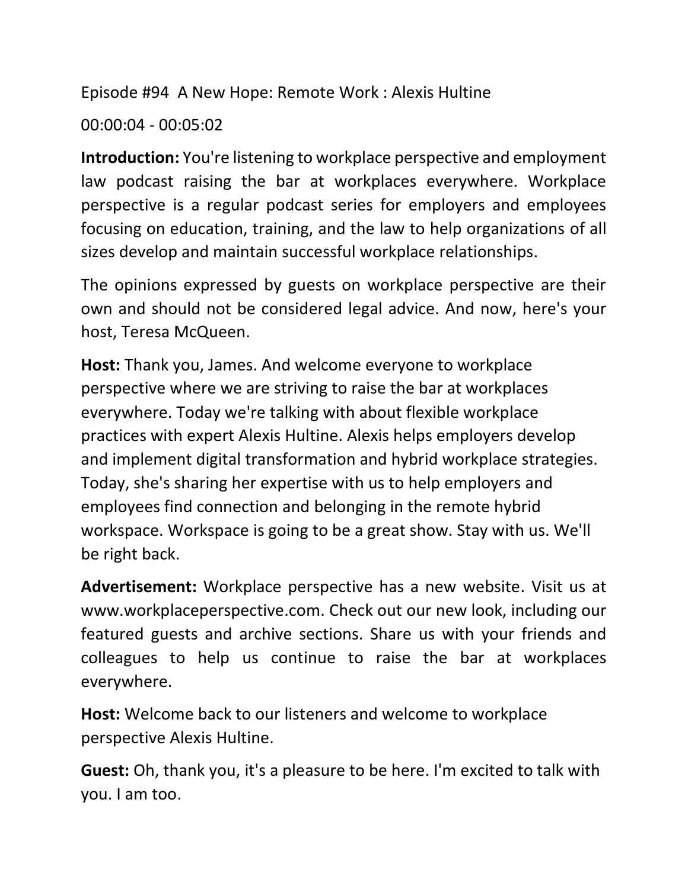Episode #94  A New Hope: Remote Work : Alexis Hultine

00:00:04 - 00:05:02

**Introduction:** You're listening to workplace perspective and employment law podcast raising the bar at workplaces everywhere. Workplace perspective is a regular podcast series for employers and employees focusing on education, training, and the law to help organizations of all sizes develop and maintain successful workplace relationships.

The opinions expressed by guests on workplace perspective are their own and should not be considered legal advice. And now, here's your host, Teresa McQueen.

**Host:** Thank you, James. And welcome everyone to workplace perspective where we are striving to raise the bar at workplaces everywhere. Today we're talking with about flexible workplace practices with expert Alexis Hultine. Alexis helps employers develop and implement digital transformation and hybrid workplace strategies. Today, she's sharing her expertise with us to help employers and employees find connection and belonging in the remote hybrid workspace. Workspace is going to be a great show. Stay with us. We'll be right back.

**Advertisement:** Workplace perspective has a new website. Visit us at www.workplaceperspective.com. Check out our new look, including our featured guests and archive sections. Share us with your friends and colleagues to help us continue to raise the bar at workplaces everywhere.

**Host:** Welcome back to our listeners and welcome to workplace perspective Alexis Hultine.

**Guest:** Oh, thank you, it's a pleasure to be here. I'm excited to talk with you. I am too.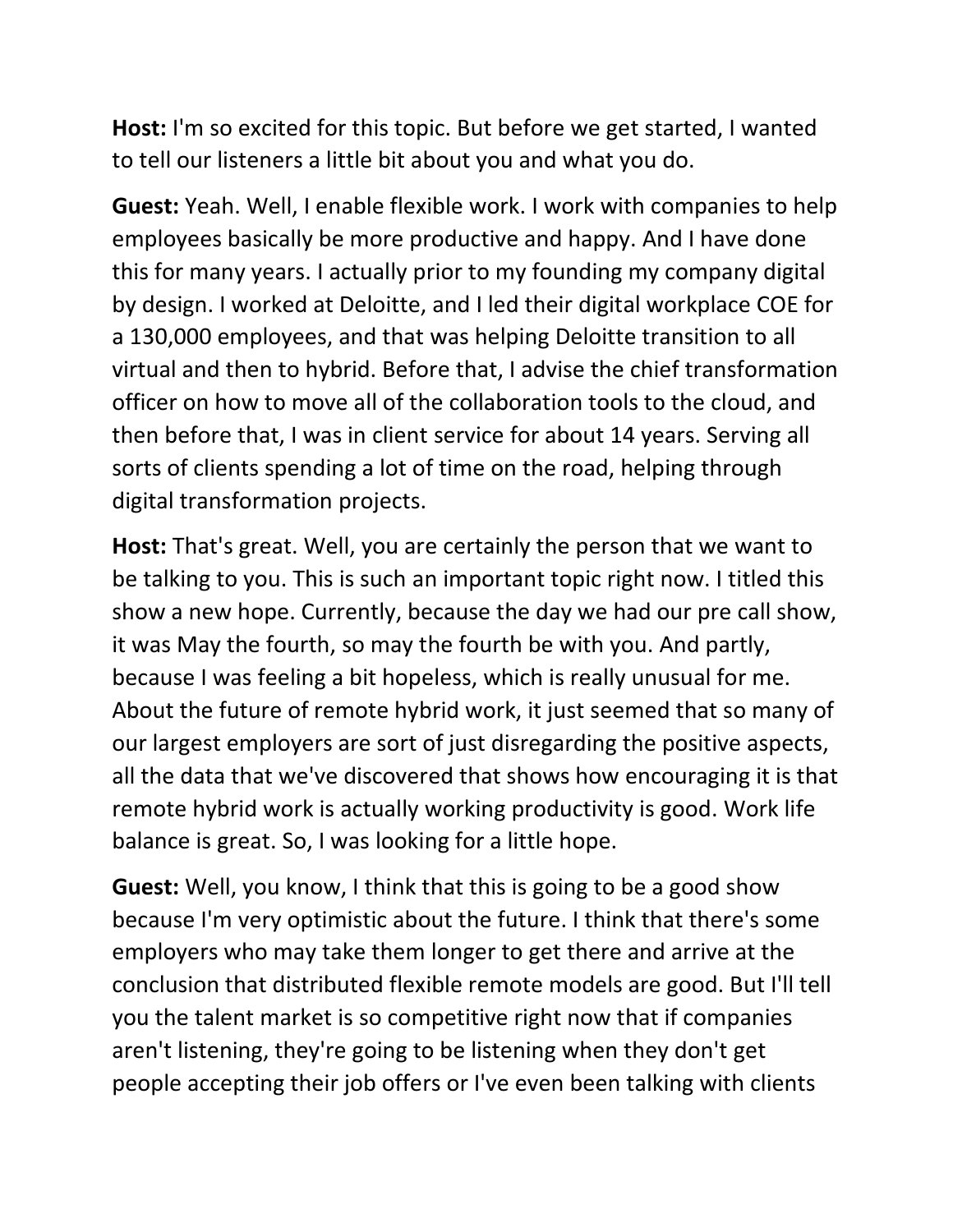**Host:** I'm so excited for this topic. But before we get started, I wanted to tell our listeners a little bit about you and what you do.

**Guest:** Yeah. Well, I enable flexible work. I work with companies to help employees basically be more productive and happy. And I have done this for many years. I actually prior to my founding my company digital by design. I worked at Deloitte, and I led their digital workplace COE for a 130,000 employees, and that was helping Deloitte transition to all virtual and then to hybrid. Before that, I advise the chief transformation officer on how to move all of the collaboration tools to the cloud, and then before that, I was in client service for about 14 years. Serving all sorts of clients spending a lot of time on the road, helping through digital transformation projects.

**Host:** That's great. Well, you are certainly the person that we want to be talking to you. This is such an important topic right now. I titled this show a new hope. Currently, because the day we had our pre call show, it was May the fourth, so may the fourth be with you. And partly, because I was feeling a bit hopeless, which is really unusual for me. About the future of remote hybrid work, it just seemed that so many of our largest employers are sort of just disregarding the positive aspects, all the data that we've discovered that shows how encouraging it is that remote hybrid work is actually working productivity is good. Work life balance is great. So, I was looking for a little hope.

**Guest:** Well, you know, I think that this is going to be a good show because I'm very optimistic about the future. I think that there's some employers who may take them longer to get there and arrive at the conclusion that distributed flexible remote models are good. But I'll tell you the talent market is so competitive right now that if companies aren't listening, they're going to be listening when they don't get people accepting their job offers or I've even been talking with clients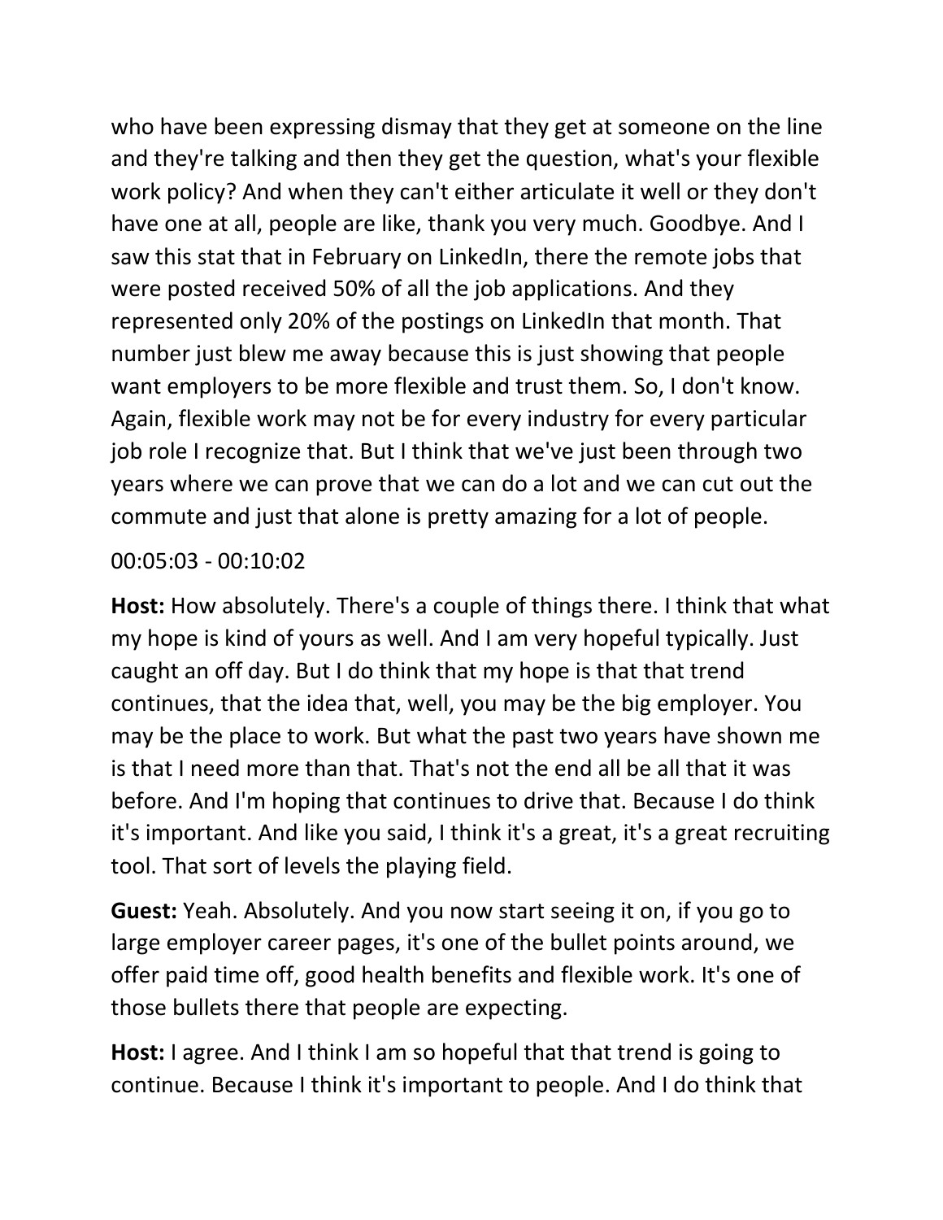who have been expressing dismay that they get at someone on the line and they're talking and then they get the question, what's your flexible work policy? And when they can't either articulate it well or they don't have one at all, people are like, thank you very much. Goodbye. And I saw this stat that in February on LinkedIn, there the remote jobs that were posted received 50% of all the job applications. And they represented only 20% of the postings on LinkedIn that month. That number just blew me away because this is just showing that people want employers to be more flexible and trust them. So, I don't know. Again, flexible work may not be for every industry for every particular job role I recognize that. But I think that we've just been through two years where we can prove that we can do a lot and we can cut out the commute and just that alone is pretty amazing for a lot of people.

00:05:03 - 00:10:02

**Host:** How absolutely. There's a couple of things there. I think that what my hope is kind of yours as well. And I am very hopeful typically. Just caught an off day. But I do think that my hope is that that trend continues, that the idea that, well, you may be the big employer. You may be the place to work. But what the past two years have shown me is that I need more than that. That's not the end all be all that it was before. And I'm hoping that continues to drive that. Because I do think it's important. And like you said, I think it's a great, it's a great recruiting tool. That sort of levels the playing field.

**Guest:** Yeah. Absolutely. And you now start seeing it on, if you go to large employer career pages, it's one of the bullet points around, we offer paid time off, good health benefits and flexible work. It's one of those bullets there that people are expecting.

**Host:** I agree. And I think I am so hopeful that that trend is going to continue. Because I think it's important to people. And I do think that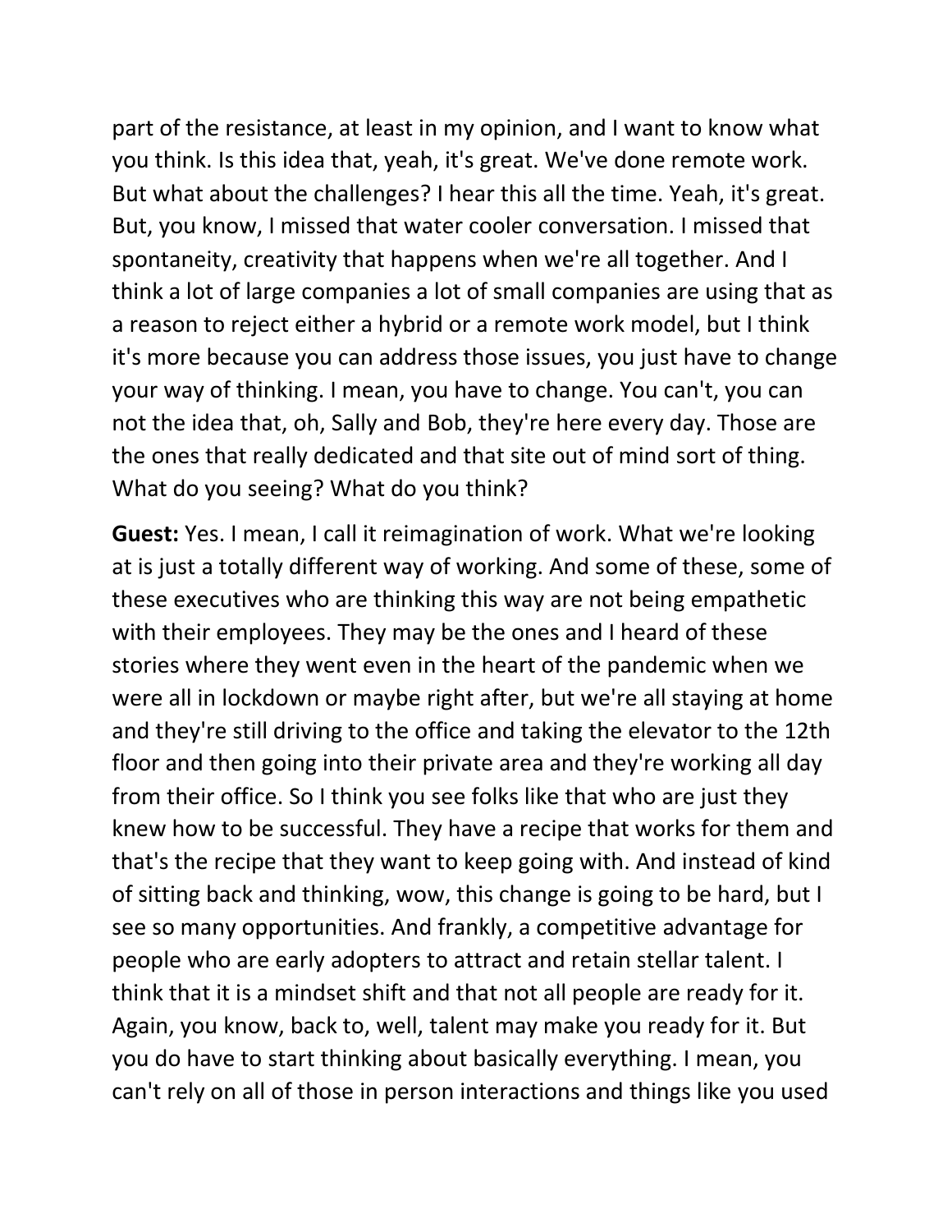part of the resistance, at least in my opinion, and I want to know what you think. Is this idea that, yeah, it's great. We've done remote work. But what about the challenges? I hear this all the time. Yeah, it's great. But, you know, I missed that water cooler conversation. I missed that spontaneity, creativity that happens when we're all together. And I think a lot of large companies a lot of small companies are using that as a reason to reject either a hybrid or a remote work model, but I think it's more because you can address those issues, you just have to change your way of thinking. I mean, you have to change. You can't, you can not the idea that, oh, Sally and Bob, they're here every day. Those are the ones that really dedicated and that site out of mind sort of thing. What do you seeing? What do you think?

**Guest:** Yes. I mean, I call it reimagination of work. What we're looking at is just a totally different way of working. And some of these, some of these executives who are thinking this way are not being empathetic with their employees. They may be the ones and I heard of these stories where they went even in the heart of the pandemic when we were all in lockdown or maybe right after, but we're all staying at home and they're still driving to the office and taking the elevator to the 12th floor and then going into their private area and they're working all day from their office. So I think you see folks like that who are just they knew how to be successful. They have a recipe that works for them and that's the recipe that they want to keep going with. And instead of kind of sitting back and thinking, wow, this change is going to be hard, but I see so many opportunities. And frankly, a competitive advantage for people who are early adopters to attract and retain stellar talent. I think that it is a mindset shift and that not all people are ready for it. Again, you know, back to, well, talent may make you ready for it. But you do have to start thinking about basically everything. I mean, you can't rely on all of those in person interactions and things like you used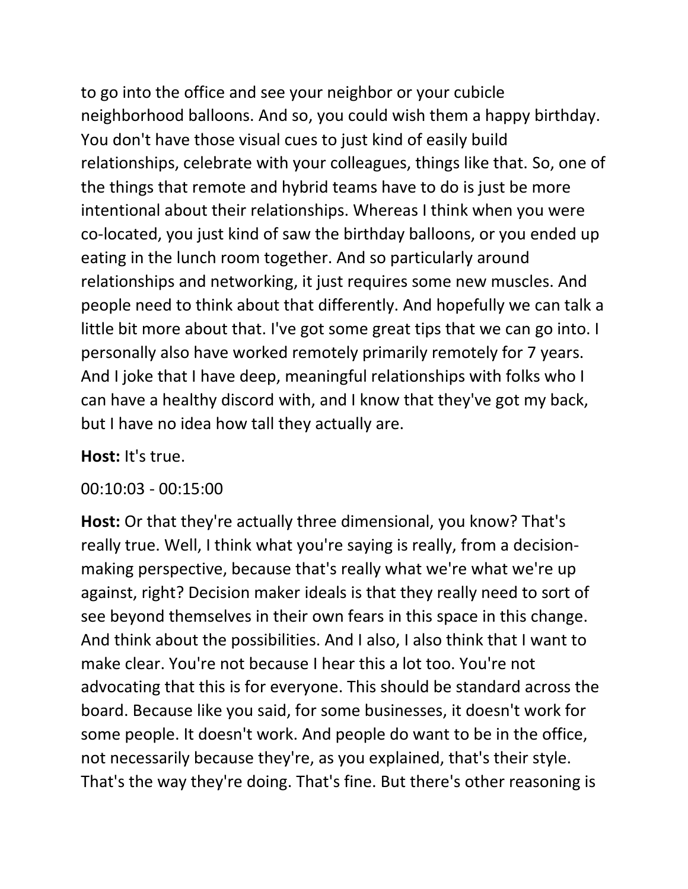to go into the office and see your neighbor or your cubicle neighborhood balloons. And so, you could wish them a happy birthday. You don't have those visual cues to just kind of easily build relationships, celebrate with your colleagues, things like that. So, one of the things that remote and hybrid teams have to do is just be more intentional about their relationships. Whereas I think when you were co-located, you just kind of saw the birthday balloons, or you ended up eating in the lunch room together. And so particularly around relationships and networking, it just requires some new muscles. And people need to think about that differently. And hopefully we can talk a little bit more about that. I've got some great tips that we can go into. I personally also have worked remotely primarily remotely for 7 years. And I joke that I have deep, meaningful relationships with folks who I can have a healthy discord with, and I know that they've got my back, but I have no idea how tall they actually are.

**Host:** It's true.

00:10:03 - 00:15:00

**Host:** Or that they're actually three dimensional, you know? That's really true. Well, I think what you're saying is really, from a decision-making perspective, because that's really what we're what we're up against, right? Decision maker ideals is that they really need to sort of see beyond themselves in their own fears in this space in this change. And think about the possibilities. And I also, I also think that I want to make clear. You're not because I hear this a lot too. You're not advocating that this is for everyone. This should be standard across the board. Because like you said, for some businesses, it doesn't work for some people. It doesn't work. And people do want to be in the office, not necessarily because they're, as you explained, that's their style. That's the way they're doing. That's fine. But there's other reasoning is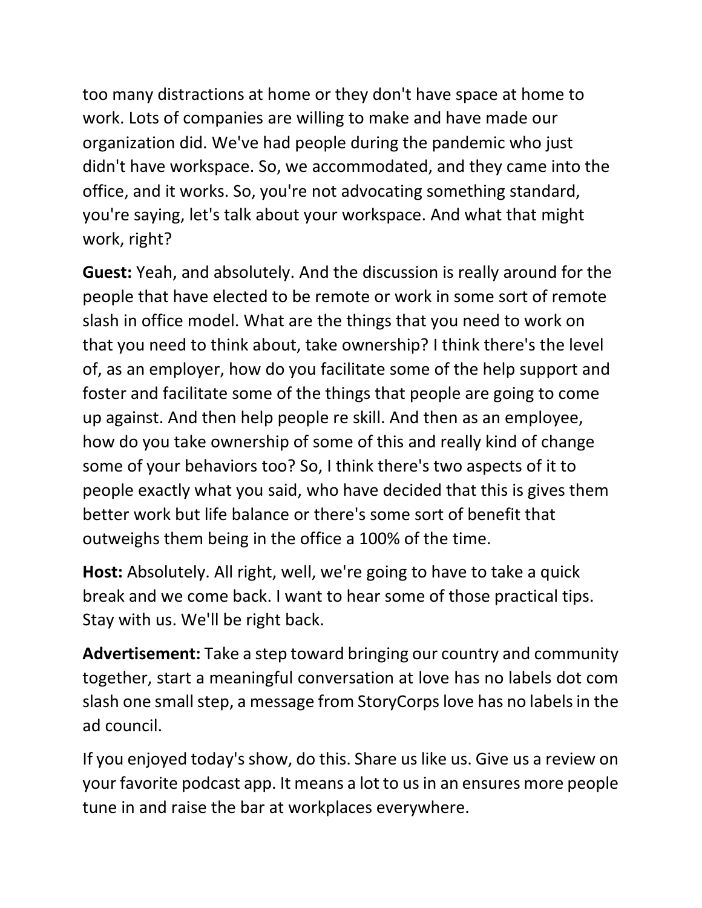too many distractions at home or they don't have space at home to work. Lots of companies are willing to make and have made our organization did. We've had people during the pandemic who just didn't have workspace. So, we accommodated, and they came into the office, and it works. So, you're not advocating something standard, you're saying, let's talk about your workspace. And what that might work, right?

**Guest:** Yeah, and absolutely. And the discussion is really around for the people that have elected to be remote or work in some sort of remote slash in office model. What are the things that you need to work on that you need to think about, take ownership? I think there's the level of, as an employer, how do you facilitate some of the help support and foster and facilitate some of the things that people are going to come up against. And then help people re skill. And then as an employee, how do you take ownership of some of this and really kind of change some of your behaviors too? So, I think there's two aspects of it to people exactly what you said, who have decided that this is gives them better work but life balance or there's some sort of benefit that outweighs them being in the office a 100% of the time.

**Host:** Absolutely. All right, well, we're going to have to take a quick break and we come back. I want to hear some of those practical tips. Stay with us. We'll be right back.

**Advertisement:** Take a step toward bringing our country and community together, start a meaningful conversation at love has no labels dot com slash one small step, a message from StoryCorps love has no labels in the ad council.

If you enjoyed today's show, do this. Share us like us. Give us a review on your favorite podcast app. It means a lot to us in an ensures more people tune in and raise the bar at workplaces everywhere.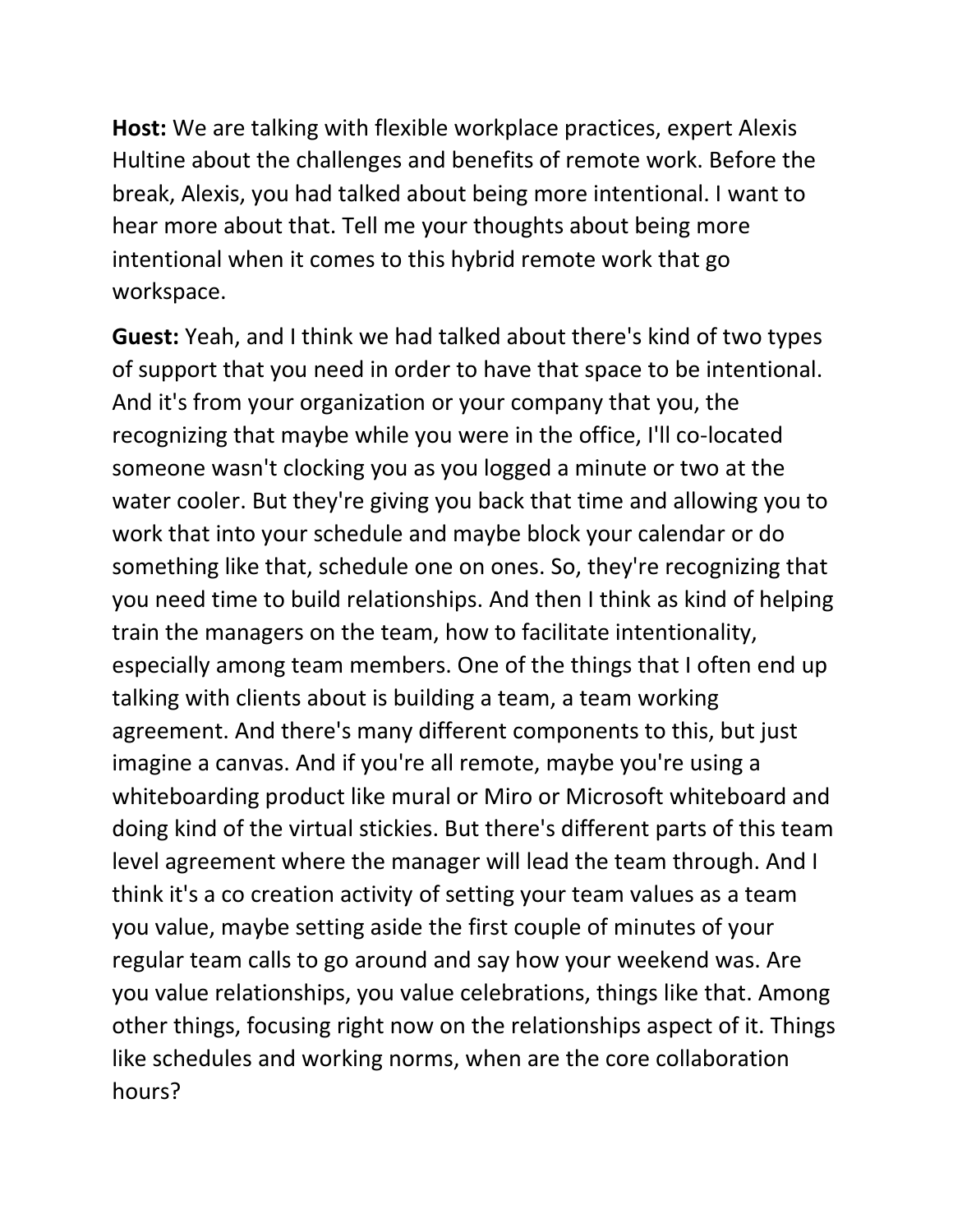**Host:** We are talking with flexible workplace practices, expert Alexis Hultine about the challenges and benefits of remote work. Before the break, Alexis, you had talked about being more intentional. I want to hear more about that. Tell me your thoughts about being more intentional when it comes to this hybrid remote work that go workspace.

**Guest:** Yeah, and I think we had talked about there's kind of two types of support that you need in order to have that space to be intentional. And it's from your organization or your company that you, the recognizing that maybe while you were in the office, I'll co-located someone wasn't clocking you as you logged a minute or two at the water cooler. But they're giving you back that time and allowing you to work that into your schedule and maybe block your calendar or do something like that, schedule one on ones. So, they're recognizing that you need time to build relationships. And then I think as kind of helping train the managers on the team, how to facilitate intentionality, especially among team members. One of the things that I often end up talking with clients about is building a team, a team working agreement. And there's many different components to this, but just imagine a canvas. And if you're all remote, maybe you're using a whiteboarding product like mural or Miro or Microsoft whiteboard and doing kind of the virtual stickies. But there's different parts of this team level agreement where the manager will lead the team through. And I think it's a co creation activity of setting your team values as a team you value, maybe setting aside the first couple of minutes of your regular team calls to go around and say how your weekend was. Are you value relationships, you value celebrations, things like that. Among other things, focusing right now on the relationships aspect of it. Things like schedules and working norms, when are the core collaboration hours?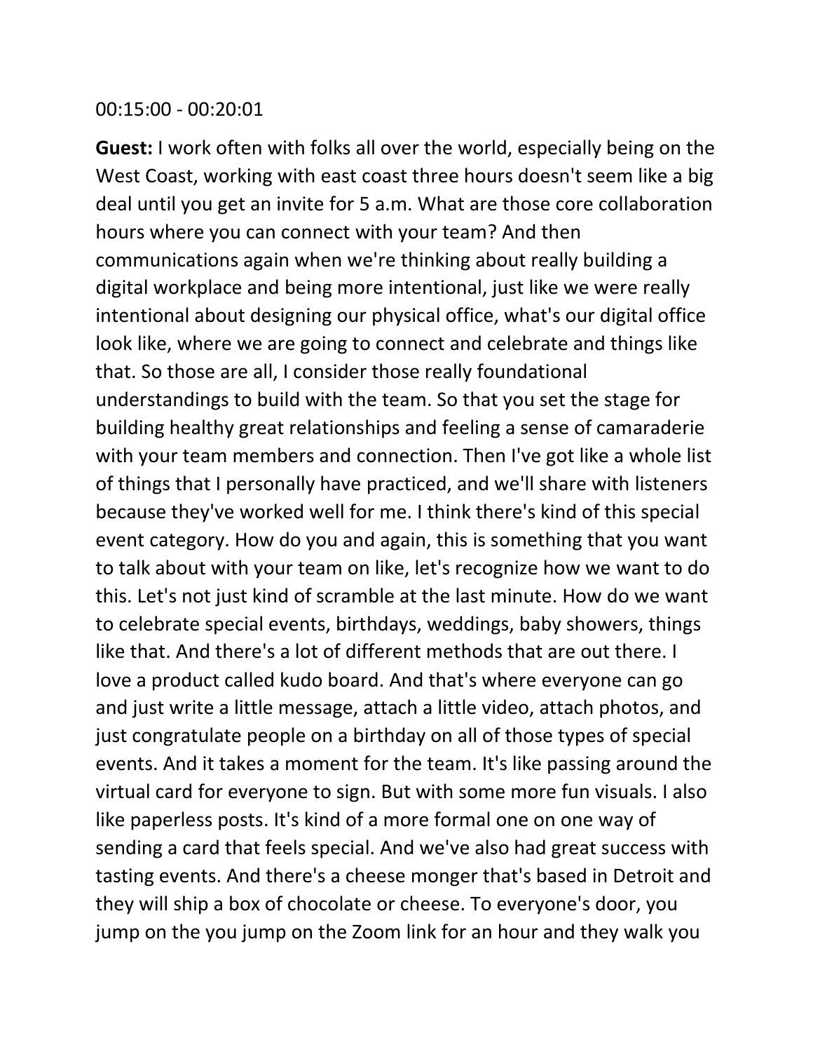00:15:00 - 00:20:01

**Guest:** I work often with folks all over the world, especially being on the West Coast, working with east coast three hours doesn't seem like a big deal until you get an invite for 5 a.m. What are those core collaboration hours where you can connect with your team? And then communications again when we're thinking about really building a digital workplace and being more intentional, just like we were really intentional about designing our physical office, what's our digital office look like, where we are going to connect and celebrate and things like that. So those are all, I consider those really foundational understandings to build with the team. So that you set the stage for building healthy great relationships and feeling a sense of camaraderie with your team members and connection. Then I've got like a whole list of things that I personally have practiced, and we'll share with listeners because they've worked well for me. I think there's kind of this special event category. How do you and again, this is something that you want to talk about with your team on like, let's recognize how we want to do this. Let's not just kind of scramble at the last minute. How do we want to celebrate special events, birthdays, weddings, baby showers, things like that. And there's a lot of different methods that are out there. I love a product called kudo board. And that's where everyone can go and just write a little message, attach a little video, attach photos, and just congratulate people on a birthday on all of those types of special events. And it takes a moment for the team. It's like passing around the virtual card for everyone to sign. But with some more fun visuals. I also like paperless posts. It's kind of a more formal one on one way of sending a card that feels special. And we've also had great success with tasting events. And there's a cheese monger that's based in Detroit and they will ship a box of chocolate or cheese. To everyone's door, you jump on the you jump on the Zoom link for an hour and they walk you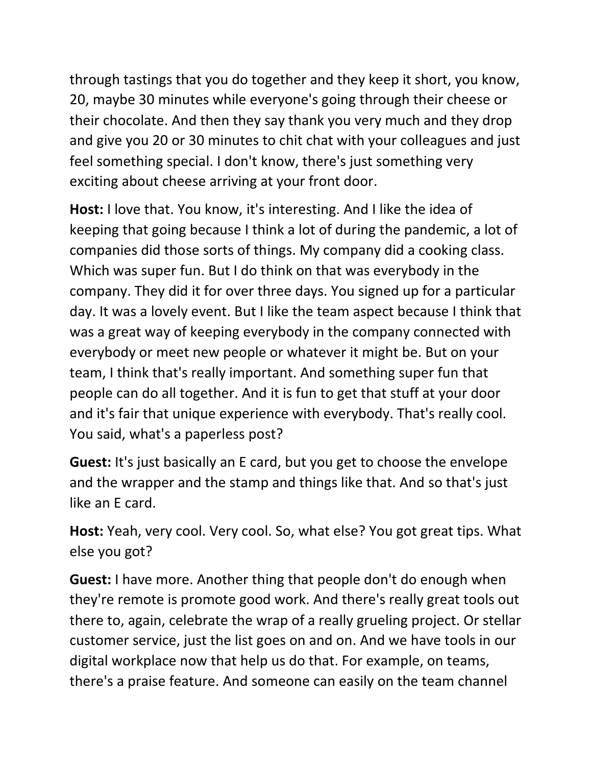through tastings that you do together and they keep it short, you know, 20, maybe 30 minutes while everyone's going through their cheese or their chocolate. And then they say thank you very much and they drop and give you 20 or 30 minutes to chit chat with your colleagues and just feel something special. I don't know, there's just something very exciting about cheese arriving at your front door.

**Host:** I love that. You know, it's interesting. And I like the idea of keeping that going because I think a lot of during the pandemic, a lot of companies did those sorts of things. My company did a cooking class. Which was super fun. But I do think on that was everybody in the company. They did it for over three days. You signed up for a particular day. It was a lovely event. But I like the team aspect because I think that was a great way of keeping everybody in the company connected with everybody or meet new people or whatever it might be. But on your team, I think that's really important. And something super fun that people can do all together. And it is fun to get that stuff at your door and it's fair that unique experience with everybody. That's really cool. You said, what's a paperless post?

**Guest:** It's just basically an E card, but you get to choose the envelope and the wrapper and the stamp and things like that. And so that's just like an E card.

**Host:** Yeah, very cool. Very cool. So, what else? You got great tips. What else you got?

**Guest:** I have more. Another thing that people don't do enough when they're remote is promote good work. And there's really great tools out there to, again, celebrate the wrap of a really grueling project. Or stellar customer service, just the list goes on and on. And we have tools in our digital workplace now that help us do that. For example, on teams, there's a praise feature. And someone can easily on the team channel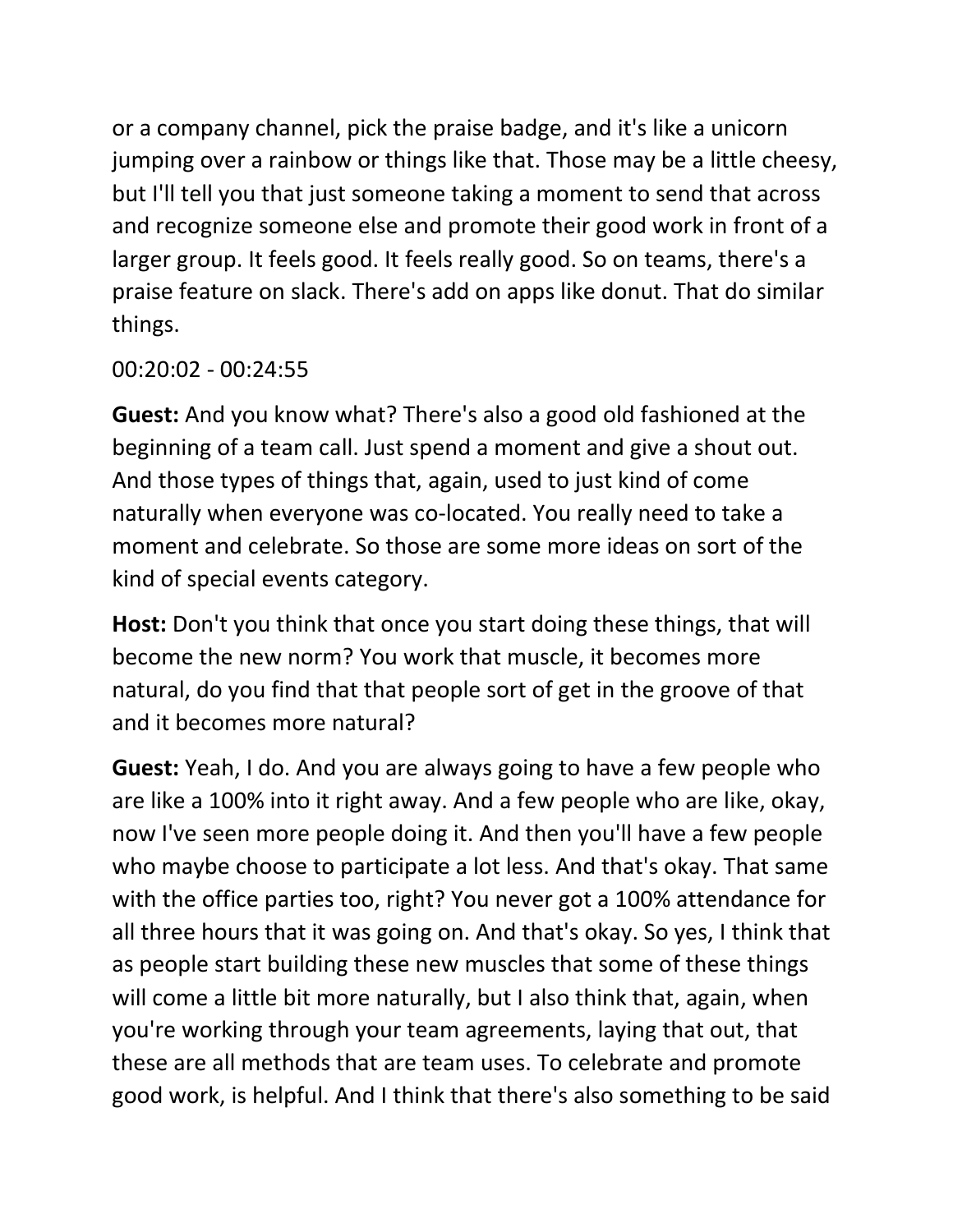or a company channel, pick the praise badge, and it's like a unicorn jumping over a rainbow or things like that. Those may be a little cheesy, but I'll tell you that just someone taking a moment to send that across and recognize someone else and promote their good work in front of a larger group. It feels good. It feels really good. So on teams, there's a praise feature on slack. There's add on apps like donut. That do similar things.

00:20:02 - 00:24:55

**Guest:** And you know what? There's also a good old fashioned at the beginning of a team call. Just spend a moment and give a shout out. And those types of things that, again, used to just kind of come naturally when everyone was co-located. You really need to take a moment and celebrate. So those are some more ideas on sort of the kind of special events category.

**Host:** Don't you think that once you start doing these things, that will become the new norm? You work that muscle, it becomes more natural, do you find that that people sort of get in the groove of that and it becomes more natural?

**Guest:** Yeah, I do. And you are always going to have a few people who are like a 100% into it right away. And a few people who are like, okay, now I've seen more people doing it. And then you'll have a few people who maybe choose to participate a lot less. And that's okay. That same with the office parties too, right? You never got a 100% attendance for all three hours that it was going on. And that's okay. So yes, I think that as people start building these new muscles that some of these things will come a little bit more naturally, but I also think that, again, when you're working through your team agreements, laying that out, that these are all methods that are team uses. To celebrate and promote good work, is helpful. And I think that there's also something to be said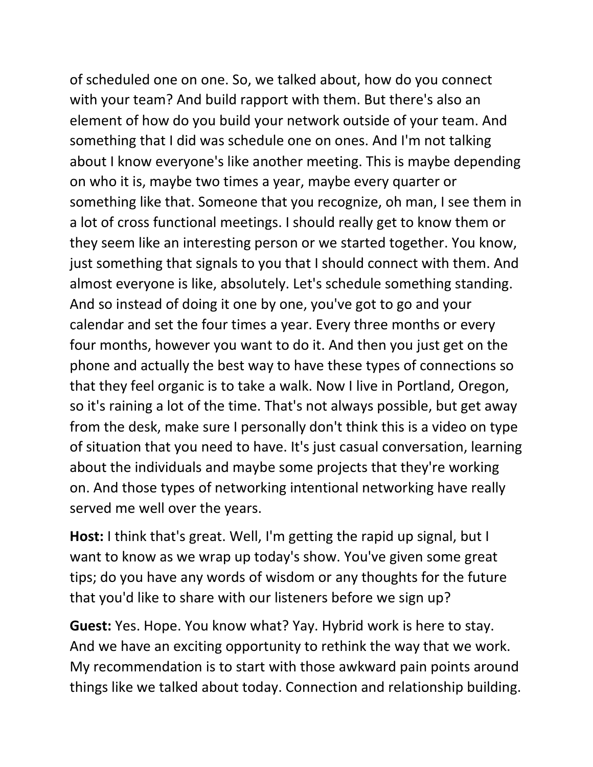of scheduled one on one. So, we talked about, how do you connect with your team? And build rapport with them. But there's also an element of how do you build your network outside of your team. And something that I did was schedule one on ones. And I'm not talking about I know everyone's like another meeting. This is maybe depending on who it is, maybe two times a year, maybe every quarter or something like that. Someone that you recognize, oh man, I see them in a lot of cross functional meetings. I should really get to know them or they seem like an interesting person or we started together. You know, just something that signals to you that I should connect with them. And almost everyone is like, absolutely. Let's schedule something standing. And so instead of doing it one by one, you've got to go and your calendar and set the four times a year. Every three months or every four months, however you want to do it. And then you just get on the phone and actually the best way to have these types of connections so that they feel organic is to take a walk. Now I live in Portland, Oregon, so it's raining a lot of the time. That's not always possible, but get away from the desk, make sure I personally don't think this is a video on type of situation that you need to have. It's just casual conversation, learning about the individuals and maybe some projects that they're working on. And those types of networking intentional networking have really served me well over the years.

**Host:** I think that's great. Well, I'm getting the rapid up signal, but I want to know as we wrap up today's show. You've given some great tips; do you have any words of wisdom or any thoughts for the future that you'd like to share with our listeners before we sign up?

**Guest:** Yes. Hope. You know what? Yay. Hybrid work is here to stay. And we have an exciting opportunity to rethink the way that we work. My recommendation is to start with those awkward pain points around things like we talked about today. Connection and relationship building.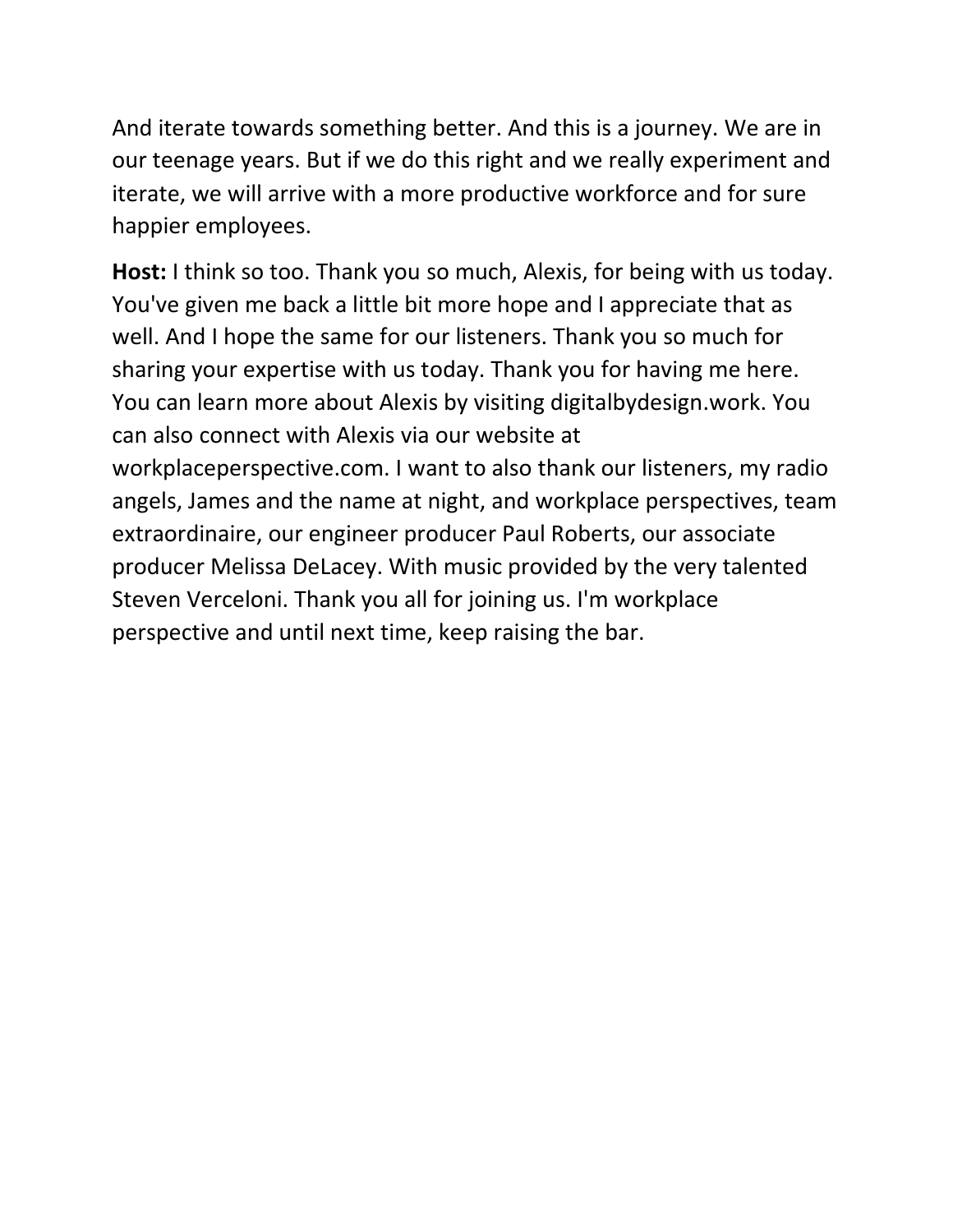And iterate towards something better. And this is a journey. We are in our teenage years. But if we do this right and we really experiment and iterate, we will arrive with a more productive workforce and for sure happier employees.

**Host:** I think so too. Thank you so much, Alexis, for being with us today. You've given me back a little bit more hope and I appreciate that as well. And I hope the same for our listeners. Thank you so much for sharing your expertise with us today. Thank you for having me here. You can learn more about Alexis by visiting digitalbydesign.work. You can also connect with Alexis via our website at workplaceperspective.com. I want to also thank our listeners, my radio angels, James and the name at night, and workplace perspectives, team extraordinaire, our engineer producer Paul Roberts, our associate producer Melissa DeLacey. With music provided by the very talented Steven Verceloni. Thank you all for joining us. I'm workplace perspective and until next time, keep raising the bar.